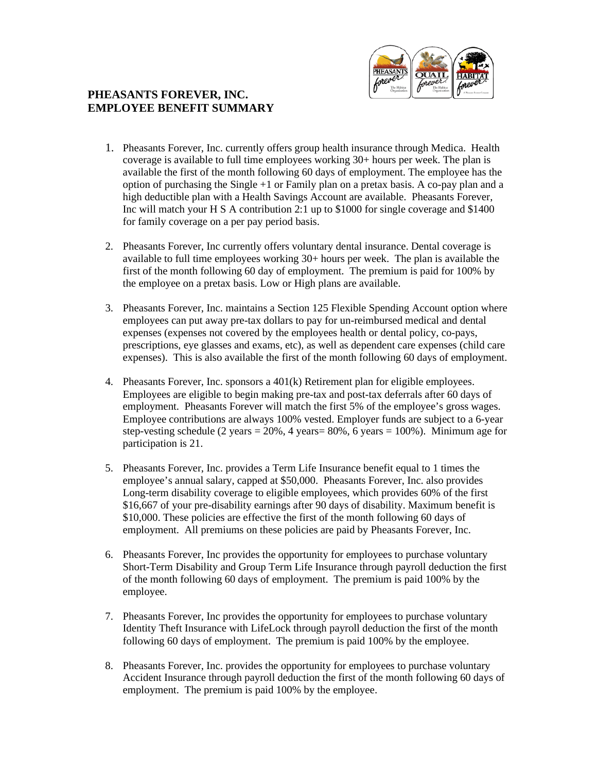# PHEASANTS FOREVER, INC.
# EMPLOYEE BENEFIT SUMMARY

1. Pheasants Forever, Inc. currently offers group health insurance through Medica. Health coverage is available to full time employees working 30+ hours per week. The plan is available the first of the month following 60 days of employment. The employee has the option of purchasing the Single +1 or Family plan on a pretax basis. A co-pay plan and a high deductible plan with a Health Savings Account are available. Pheasants Forever, Inc will match your H S A contribution 2:1 up to $1000 for single coverage and $1400 for family coverage on a per pay period basis.

2. Pheasants Forever, Inc currently offers voluntary dental insurance. Dental coverage is available to full time employees working 30+ hours per week. The plan is available the first of the month following 60 day of employment. The premium is paid for 100% by the employee on a pretax basis. Low or High plans are available.

3. Pheasants Forever, Inc. maintains a Section 125 Flexible Spending Account option where employees can put away pre-tax dollars to pay for un-reimbursed medical and dental expenses (expenses not covered by the employees health or dental policy, co-pays, prescriptions, eye glasses and exams, etc), as well as dependent care expenses (child care expenses). This is also available the first of the month following 60 days of employment.

4. Pheasants Forever, Inc. sponsors a 401(k) Retirement plan for eligible employees. Employees are eligible to begin making pre-tax and post-tax deferrals after 60 days of employment. Pheasants Forever will match the first 5% of the employee's gross wages. Employee contributions are always 100% vested. Employer funds are subject to a 6-year step-vesting schedule (2 years = 20%, 4 years= 80%, 6 years = 100%). Minimum age for participation is 21.

5. Pheasants Forever, Inc. provides a Term Life Insurance benefit equal to 1 times the employee's annual salary, capped at $50,000. Pheasants Forever, Inc. also provides Long-term disability coverage to eligible employees, which provides 60% of the first $16,667 of your pre-disability earnings after 90 days of disability. Maximum benefit is $10,000. These policies are effective the first of the month following 60 days of employment. All premiums on these policies are paid by Pheasants Forever, Inc.

6. Pheasants Forever, Inc provides the opportunity for employees to purchase voluntary Short-Term Disability and Group Term Life Insurance through payroll deduction the first of the month following 60 days of employment. The premium is paid 100% by the employee.

7. Pheasants Forever, Inc provides the opportunity for employees to purchase voluntary Identity Theft Insurance with LifeLock through payroll deduction the first of the month following 60 days of employment. The premium is paid 100% by the employee.

8. Pheasants Forever, Inc. provides the opportunity for employees to purchase voluntary Accident Insurance through payroll deduction the first of the month following 60 days of employment. The premium is paid 100% by the employee.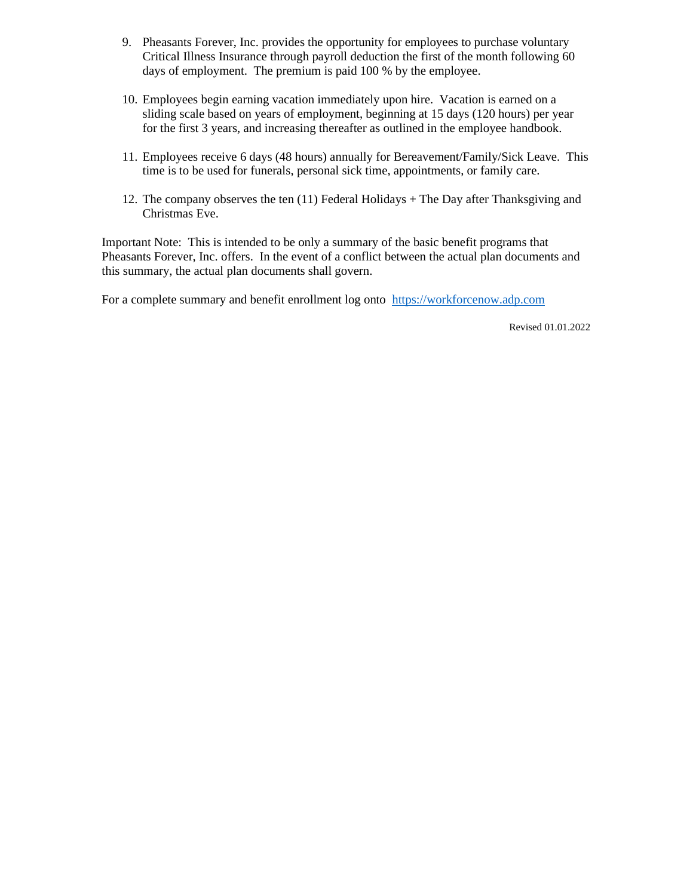9. Pheasants Forever, Inc. provides the opportunity for employees to purchase voluntary Critical Illness Insurance through payroll deduction the first of the month following 60 days of employment. The premium is paid 100 % by the employee.

10. Employees begin earning vacation immediately upon hire. Vacation is earned on a sliding scale based on years of employment, beginning at 15 days (120 hours) per year for the first 3 years, and increasing thereafter as outlined in the employee handbook.

11. Employees receive 6 days (48 hours) annually for Bereavement/Family/Sick Leave. This time is to be used for funerals, personal sick time, appointments, or family care.

12. The company observes the ten (11) Federal Holidays + The Day after Thanksgiving and Christmas Eve.

Important Note: This is intended to be only a summary of the basic benefit programs that Pheasants Forever, Inc. offers. In the event of a conflict between the actual plan documents and this summary, the actual plan documents shall govern.

For a complete summary and benefit enrollment log onto [https://workforcenow.adp.com](https://workforcenow.adp.com)

Revised 01.01.2022